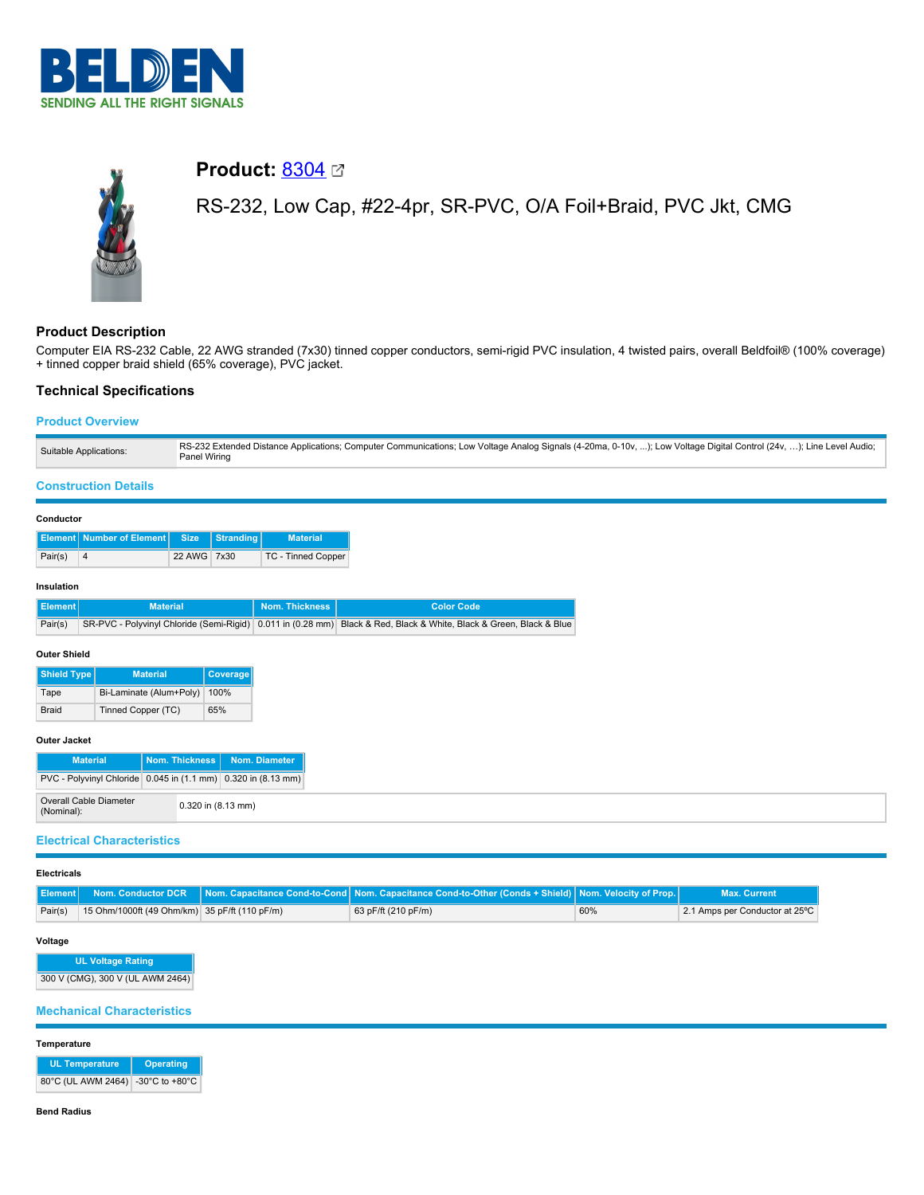# Product: 8304

## RS-232, Low Cap, #22-4pr, SR-PVC, O/A Foil+Braid, PVC Jkt, CMG

### Product Description

Computer EIA RS-232 Cable, 22 AWG stranded (7x30) tinned copper conductors, semi-rigid PVC insulation, 4 twisted pairs, overall Beldfoil® (100% coverage) + tinned copper braid shield (65% coverage), PVC jacket.

### Technical Specifications

#### Product Overview

| | |
|---|---|
| Suitable Applications: | RS-232 Extended Distance Applications; Computer Communications; Low Voltage Analog Signals (4-20ma, 0-10v, ...); Low Voltage Digital Control (24v, ...); Line Level Audio; Panel Wiring |

#### Construction Details

**Conductor**

| Element | Number of Element | Size | Stranding | Material |
|---|---|---|---|---|
| Pair(s) | 4 | 22 AWG | 7x30 | TC - Tinned Copper |

**Insulation**

| Element | Material | Nom. Thickness | Color Code |
|---|---|---|---|
| Pair(s) | SR-PVC - Polyvinyl Chloride (Semi-Rigid) | 0.011 in (0.28 mm) | Black & Red, Black & White, Black & Green, Black & Blue |

**Outer Shield**

| Shield Type | Material | Coverage |
|---|---|---|
| Tape | Bi-Laminate (Alum+Poly) | 100% |
| Braid | Tinned Copper (TC) | 65% |

**Outer Jacket**

| Material | Nom. Thickness | Nom. Diameter |
|---|---|---|
| PVC - Polyvinyl Chloride | 0.045 in (1.1 mm) | 0.320 in (8.13 mm) |

| | |
|---|---|
| Overall Cable Diameter (Nominal): | 0.320 in (8.13 mm) |

#### Electrical Characteristics

**Electricals**

| Element | Nom. Conductor DCR | Nom. Capacitance Cond-to-Cond | Nom. Capacitance Cond-to-Other (Conds + Shield) | Nom. Velocity of Prop. | Max. Current |
|---|---|---|---|---|---|
| Pair(s) | 15 Ohm/1000ft (49 Ohm/km) | 35 pF/ft (110 pF/m) | 63 pF/ft (210 pF/m) | 60% | 2.1 Amps per Conductor at 25ºC |

**Voltage**

| UL Voltage Rating |
|---|
| 300 V (CMG), 300 V (UL AWM 2464) |

#### Mechanical Characteristics

**Temperature**

| UL Temperature | Operating |
|---|---|
| 80°C (UL AWM 2464) | -30°C to +80°C |

**Bend Radius**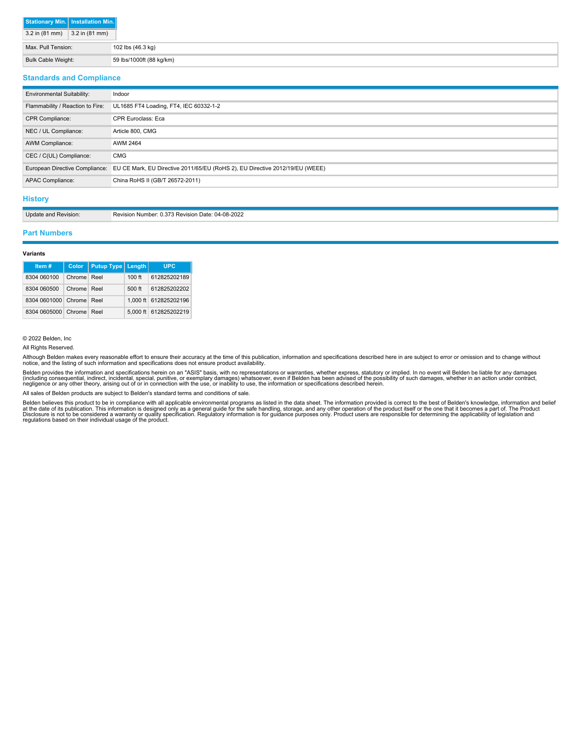| Stationary Min. | Installation Min. |
| --- | --- |
| 3.2 in (81 mm) | 3.2 in (81 mm) |

| | |
| --- | --- |
| Max. Pull Tension: | 102 lbs (46.3 kg) |
| Bulk Cable Weight: | 59 lbs/1000ft (88 kg/km) |

## Standards and Compliance

| | |
| --- | --- |
| Environmental Suitability: | Indoor |
| Flammability / Reaction to Fire: | UL1685 FT4 Loading, FT4, IEC 60332-1-2 |
| CPR Compliance: | CPR Euroclass: Eca |
| NEC / UL Compliance: | Article 800, CMG |
| AWM Compliance: | AWM 2464 |
| CEC / C(UL) Compliance: | CMG |
| European Directive Compliance: | EU CE Mark, EU Directive 2011/65/EU (RoHS 2), EU Directive 2012/19/EU (WEEE) |
| APAC Compliance: | China RoHS II (GB/T 26572-2011) |

## History

| | |
| --- | --- |
| Update and Revision: | Revision Number: 0.373 Revision Date: 04-08-2022 |

## Part Numbers

**Variants**

| Item # | Color | Putup Type | Length | UPC |
| --- | --- | --- | --- | --- |
| 8304 060100 | Chrome | Reel | 100 ft | 612825202189 |
| 8304 060500 | Chrome | Reel | 500 ft | 612825202202 |
| 8304 0601000 | Chrome | Reel | 1,000 ft | 612825202196 |
| 8304 0605000 | Chrome | Reel | 5,000 ft | 612825202219 |

© 2022 Belden, Inc

All Rights Reserved.

Although Belden makes every reasonable effort to ensure their accuracy at the time of this publication, information and specifications described here in are subject to error or omission and to change without notice, and the listing of such information and specifications does not ensure product availability.

Belden provides the information and specifications herein on an "ASIS" basis, with no representations or warranties, whether express, statutory or implied. In no event will Belden be liable for any damages (including consequential, indirect, incidental, special, punitive, or exemplary damages) whatsoever, even if Belden has been advised of the possibility of such damages, whether in an action under contract, negligence or any other theory, arising out of or in connection with the use, or inability to use, the information or specifications described herein.

All sales of Belden products are subject to Belden's standard terms and conditions of sale.

Belden believes this product to be in compliance with all applicable environmental programs as listed in the data sheet. The information provided is correct to the best of Belden's knowledge, information and belief at the date of its publication. This information is designed only as a general guide for the safe handling, storage, and any other operation of the product itself or the one that it becomes a part of. The Product Disclosure is not to be considered a warranty or quality specification. Regulatory information is for guidance purposes only. Product users are responsible for determining the applicability of legislation and regulations based on their individual usage of the product.